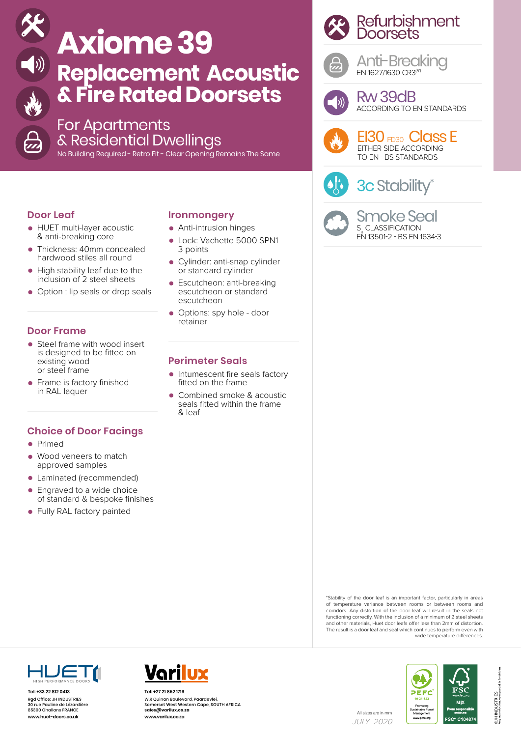# Axiome 39

## Replacement Acoustic & Fire Rated Doorsets

For Apartments & Residential Dwellings

No Building Required - Retro Fit - Clear Opening Remains The Same

**Refurbishment Doorsets**

**Anti-Breaking**
EN 1627/1630 CR3[5]

**Rw 39dB**
ACCORDING TO EN STANDARDS

**EI30** FD30 **Class E**
EITHER SIDE ACCORDING TO EN - BS STANDARDS

**3c Stability***

**Smoke Seal**
$S_a$ CLASSIFICATION
EN 13501-2 - BS EN 1634-3

### Door Leaf

- HUET multi-layer acoustic & anti-breaking core
- Thickness: 40mm concealed hardwood stiles all round
- High stability leaf due to the inclusion of 2 steel sheets
- Option : lip seals or drop seals

### Door Frame

- Steel frame with wood insert is designed to be fitted on existing wood or steel frame
- Frame is factory finished in RAL laquer

### Choice of Door Facings

- Primed
- Wood veneers to match approved samples
- Laminated (recommended)
- Engraved to a wide choice of standard & bespoke finishes
- Fully RAL factory painted

### Ironmongery

- Anti-intrusion hinges
- Lock: Vachette 5000 SPN1 3 points
- Cylinder: anti-snap cylinder or standard cylinder
- Escutcheon: anti-breaking escutcheon or standard escutcheon
- Options: spy hole - door retainer

### Perimeter Seals

- Intumescent fire seals factory fitted on the frame
- Combined smoke & acoustic seals fitted within the frame & leaf

*Stability of the door leaf is an important factor, particularly in areas of temperature variance between rooms or between rooms and corridors. Any distortion of the door leaf will result in the seals not functioning correctly. With the inclusion of a minimum of 2 steel sheets and other materials, Huet door leafs offer less than 2mm of distortion. The result is a door leaf and seal which continues to perform even with wide temperature differences.

HUET HIGH PERFORMANCE DOORS
Tel: +33 22 812 0413
Rgd Office: JH INDUSTRIES
30 rue Pauline de Lézardière
85300 Challans FRANCE
www.huet-doors.co.uk

Varilux
Tel: +27 21 852 1716
W.R Quinan Boulevard, Paardevlei,
Somerset West Western Cape, SOUTH AFRICA
sales@varilux.co.za
www.varilux.co.za

All sizes are in mm
*JULY 2020*

PEFC 10-31-523 Promoting Sustainable Forest Management www.pefc.org

FSC www.fsc.org MIX From responsible sources FSC® C104874

©JH INDUSTRIES Any reproduction, even partial, is forbidden.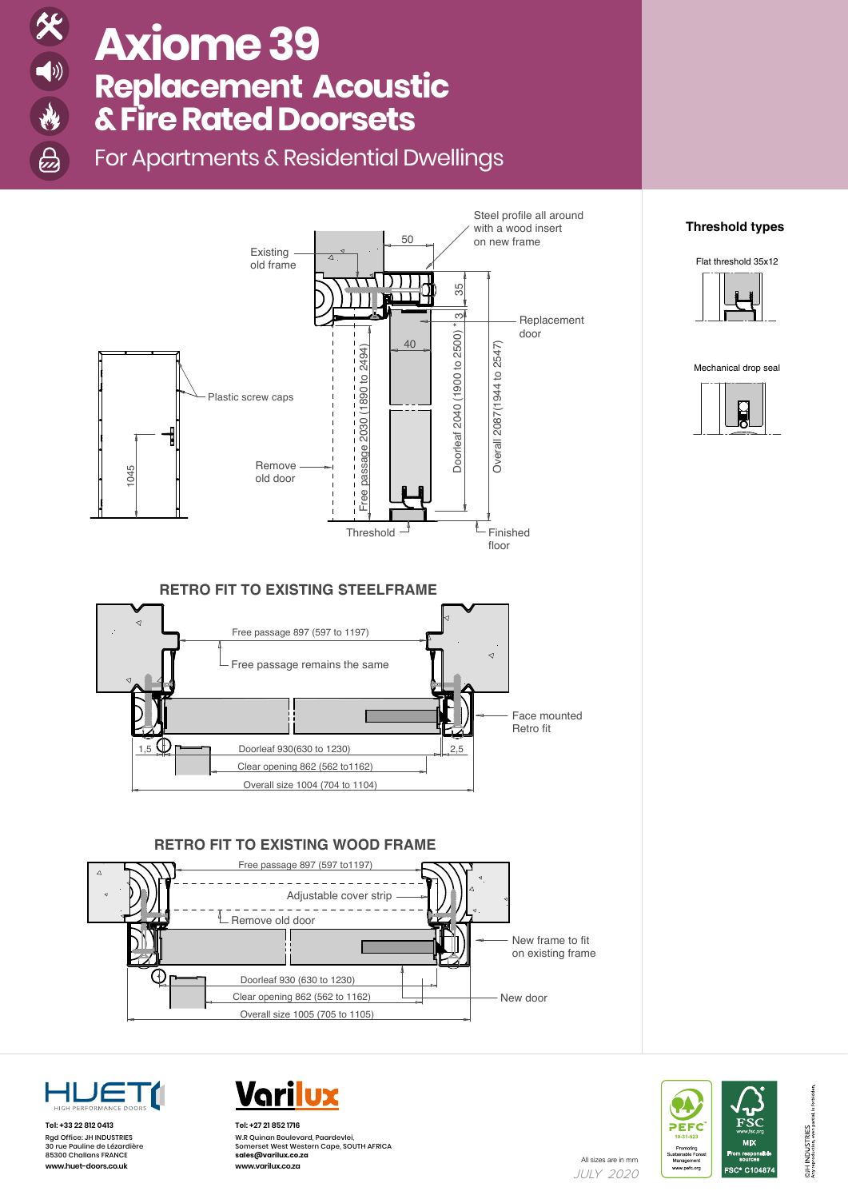# Axiome 39

## Replacement Acoustic & Fire Rated Doorsets

For Apartments & Residential Dwellings

Existing old frame

50

Steel profile all around with a wood insert on new frame

35

3

Replacement door

40

Plastic screw caps

Free passage 2030 (1890 to 2494)

Doorleaf 2040 (1900 to 2500) *

Overall 2087 (1944 to 2547)

1045

Remove old door

Threshold

Finished floor

### Threshold types

Flat threshold 35x12

Mechanical drop seal

### RETRO FIT TO EXISTING STEELFRAME

Free passage 897 (597 to 1197)

Free passage remains the same

Face mounted Retro fit

1,5

2,5

Doorleaf 930(630 to 1230)

Clear opening 862 (562 to1162)

Overall size 1004 (704 to 1104)

### RETRO FIT TO EXISTING WOOD FRAME

Free passage 897 (597 to1197)

Adjustable cover strip

Remove old door

New frame to fit on existing frame

Doorleaf 930 (630 to 1230)

Clear opening 862 (562 to 1162)

New door

Overall size 1005 (705 to 1105)

HUET HIGH PERFORMANCE DOORS

**Tel: +33 22 812 0413**
Rgd Office: JH INDUSTRIES
30 rue Pauline de Lézardière
85300 Challans FRANCE
**www.huet-doors.co.uk**

Varilux

**Tel: +27 21 852 1716**
W.R Quinan Boulevard, Paardevlei,
Somerset West Western Cape, SOUTH AFRICA
**sales@varilux.co.za**
**www.varilux.co.za**

All sizes are in mm

*JULY 2020*

PEFC 10-31-523 Promoting Sustainable Forest Management www.pefc.org

FSC www.fsc.org MIX From responsible sources FSC® C104874

©JH INDUSTRIES Any reproduction, even partial, is forbidden.